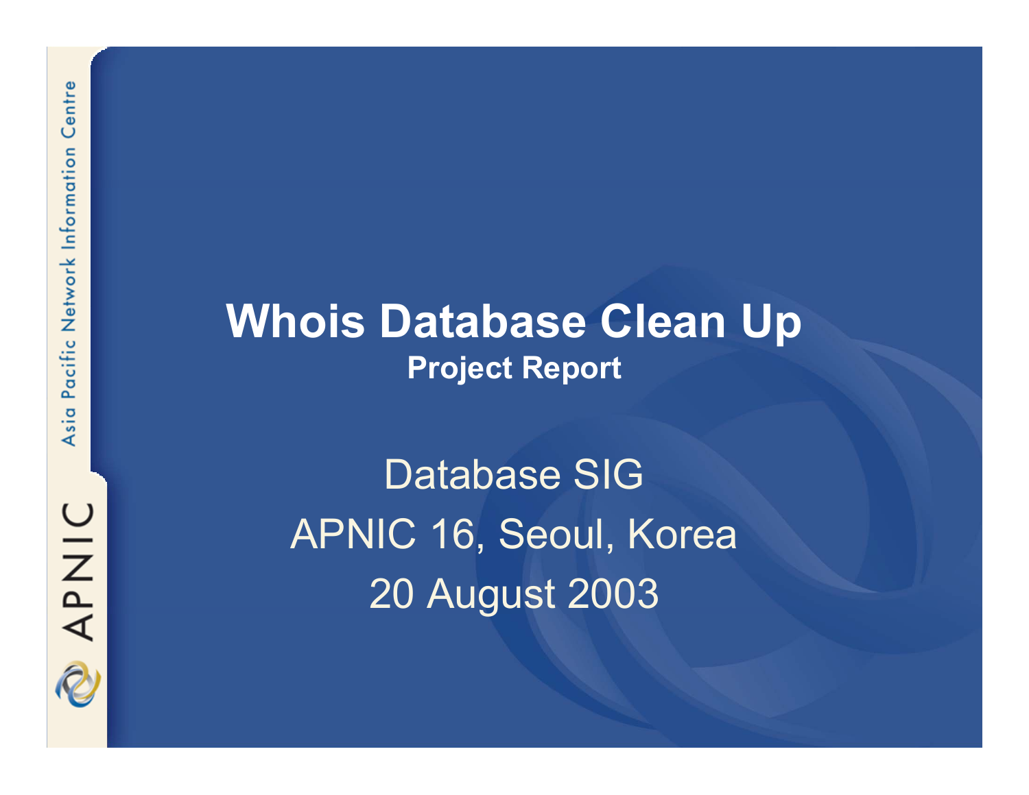# Whois Database Clean Up

**Project Report**

Database SIG

APNIC 16, Seoul, Korea

20 August 2003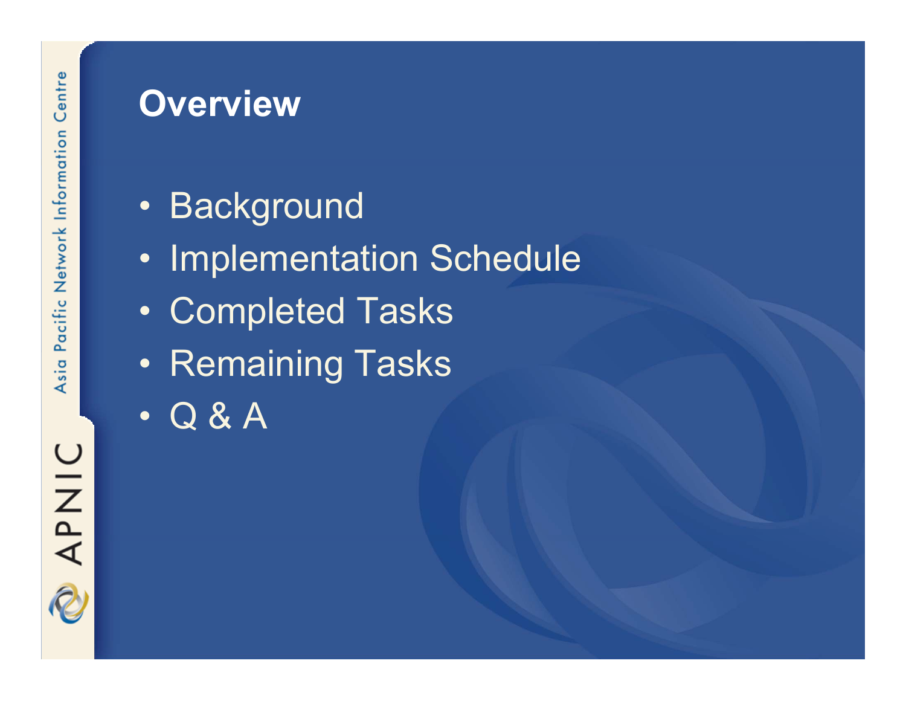# Overview

- Background
- Implementation Schedule
- Completed Tasks
- Remaining Tasks
- Q & A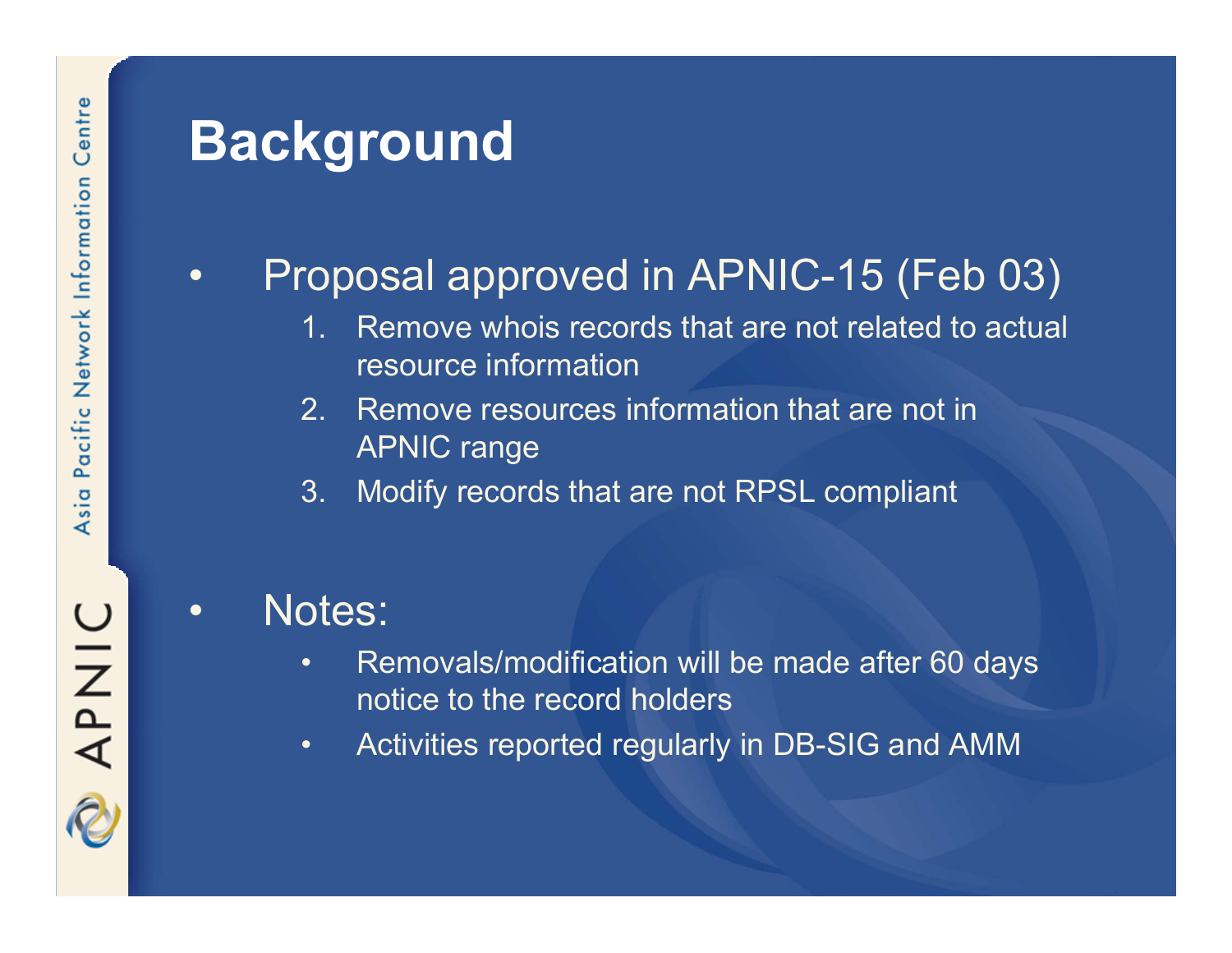# Background

- Proposal approved in APNIC-15 (Feb 03)
  1. Remove whois records that are not related to actual resource information
  2. Remove resources information that are not in APNIC range
  3. Modify records that are not RPSL compliant

- Notes:
  - Removals/modification will be made after 60 days notice to the record holders
  - Activities reported regularly in DB-SIG and AMM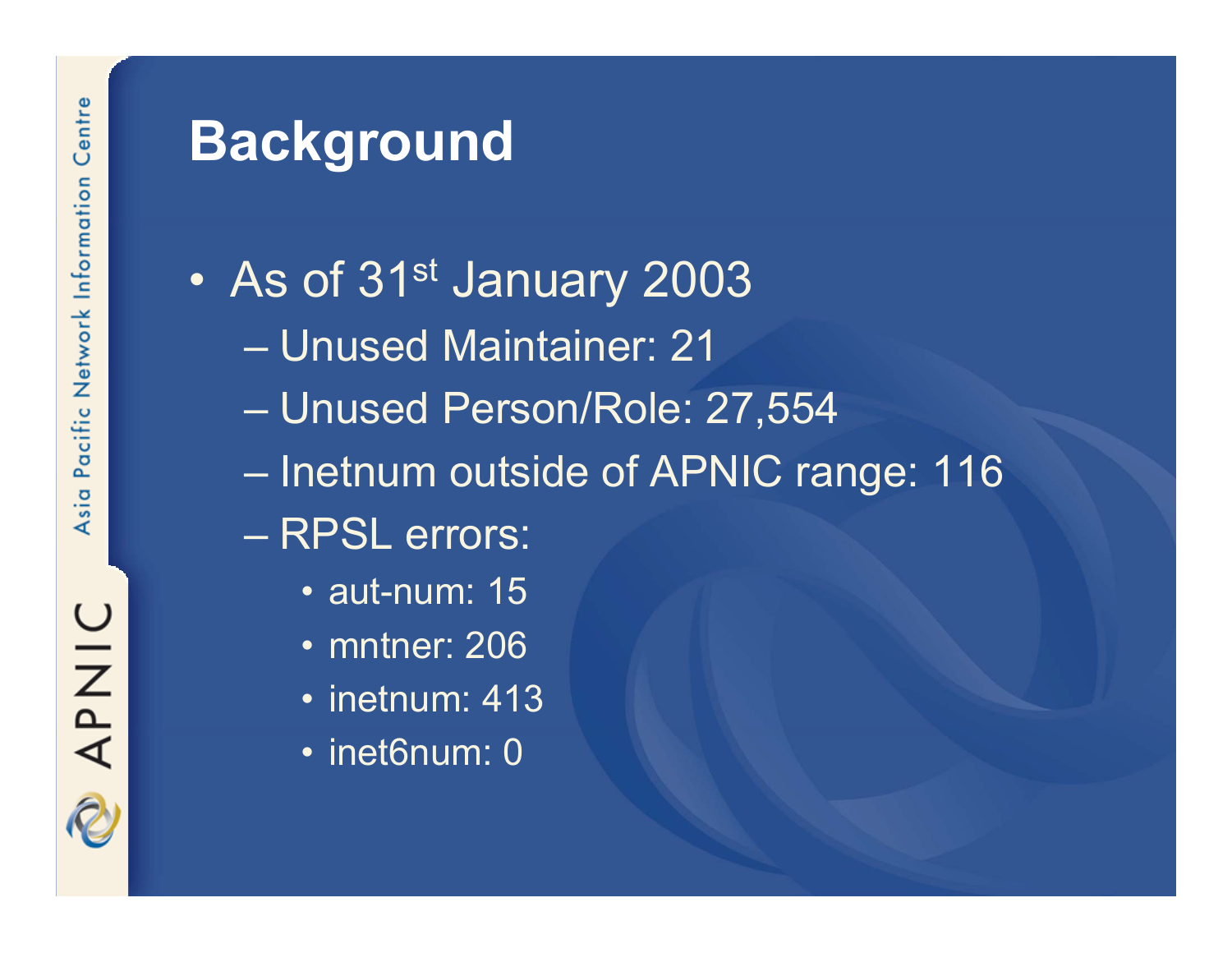# Background

- As of 31st January 2003
  - Unused Maintainer: 21
  - Unused Person/Role: 27,554
  - Inetnum outside of APNIC range: 116
  - RPSL errors:
    - aut-num: 15
    - mntner: 206
    - inetnum: 413
    - inet6num: 0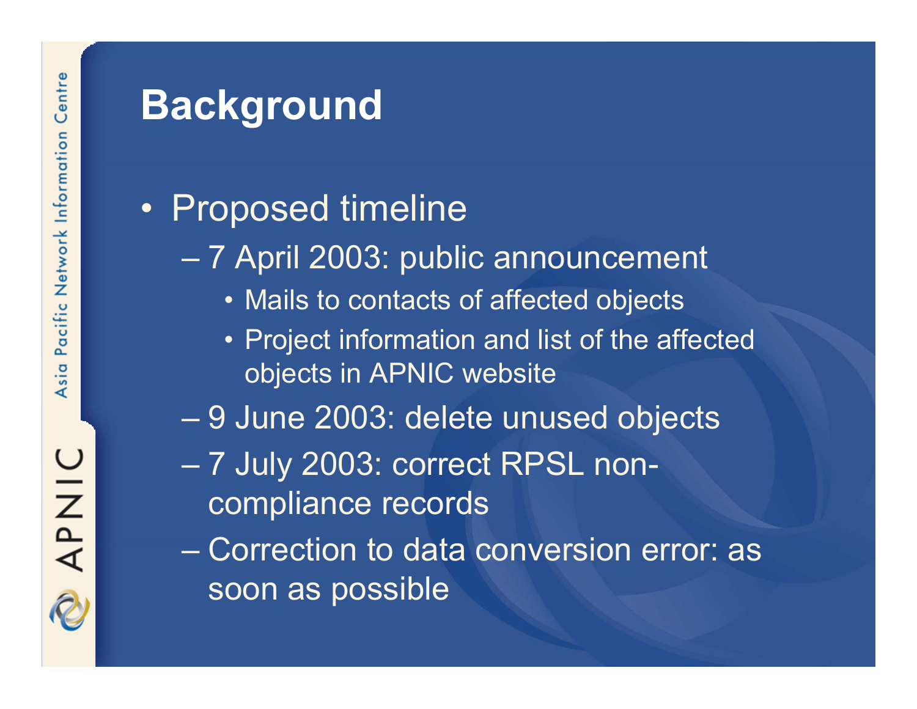# Background

- Proposed timeline
  - 7 April 2003: public announcement
    - Mails to contacts of affected objects
    - Project information and list of the affected objects in APNIC website
  - 9 June 2003: delete unused objects
  - 7 July 2003: correct RPSL non-compliance records
  - Correction to data conversion error: as soon as possible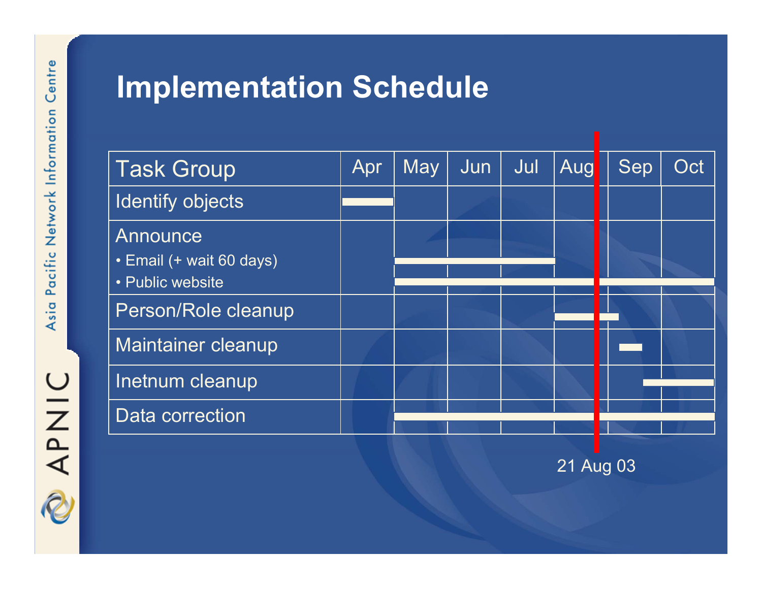# Implementation Schedule

| Task Group | Apr | May | Jun | Jul | Aug | Sep | Oct |
|---|---|---|---|---|---|---|---|
| Identify objects | ■ | | | | | | |
| Announce | | | | | | | |
| • Email (+ wait 60 days) | | ■ | ■ | ■ | | | |
| • Public website | | ■ | ■ | ■ | ■ | ■ | ■ |
| Person/Role cleanup | | | | | ■ | ■ | |
| Maintainer cleanup | | | | | | ■ | |
| Inetnum cleanup | | | | | | ■ | ■ |
| Data correction | | ■ | ■ | ■ | ■ | ■ | ■ |

21 Aug 03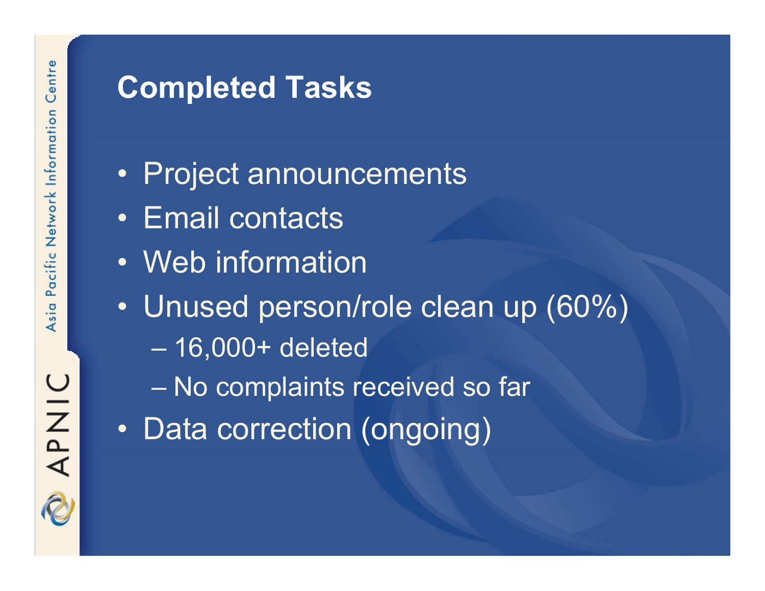# Completed Tasks

- Project announcements
- Email contacts
- Web information
- Unused person/role clean up (60%)
  - 16,000+ deleted
  - No complaints received so far
- Data correction (ongoing)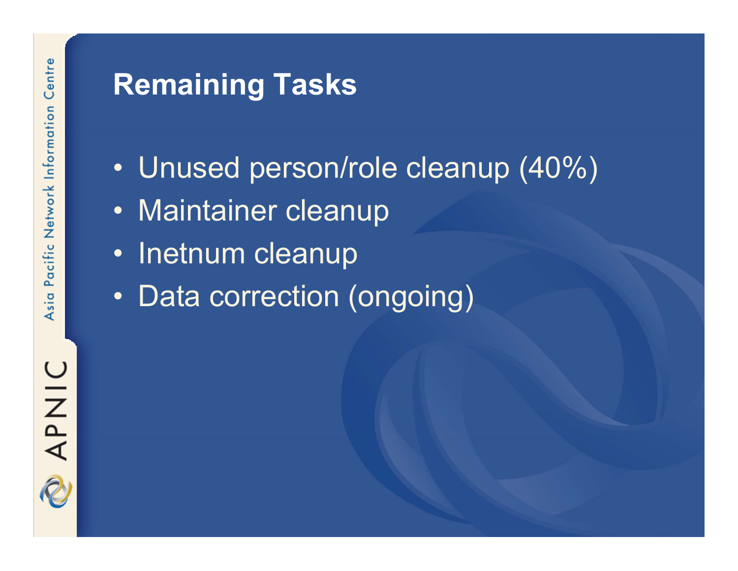# Remaining Tasks

- Unused person/role cleanup (40%)
- Maintainer cleanup
- Inetnum cleanup
- Data correction (ongoing)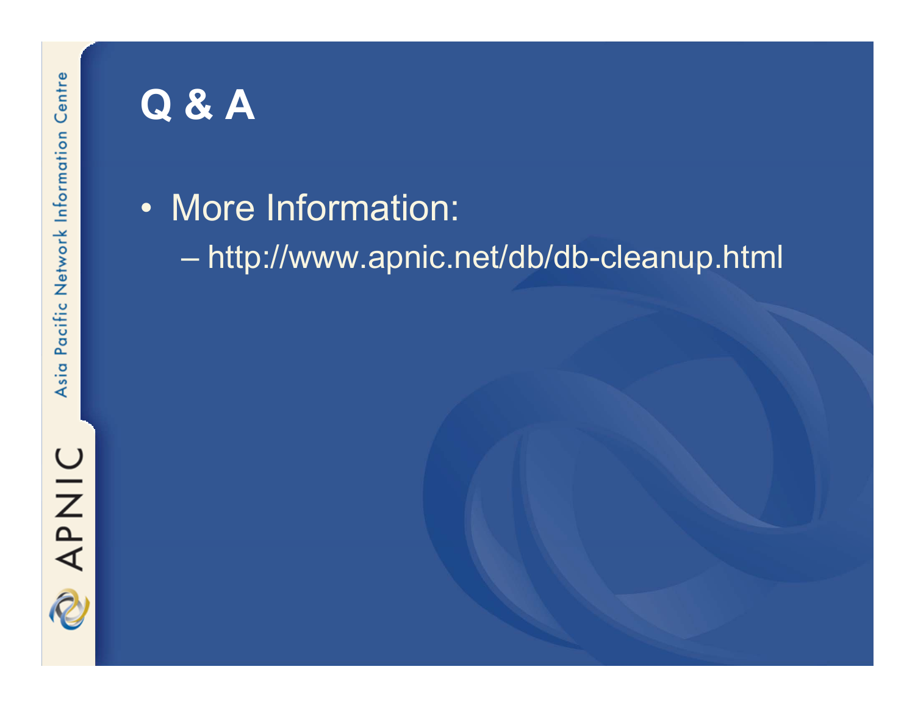# Q & A

- More Information:
  - http://www.apnic.net/db/db-cleanup.html